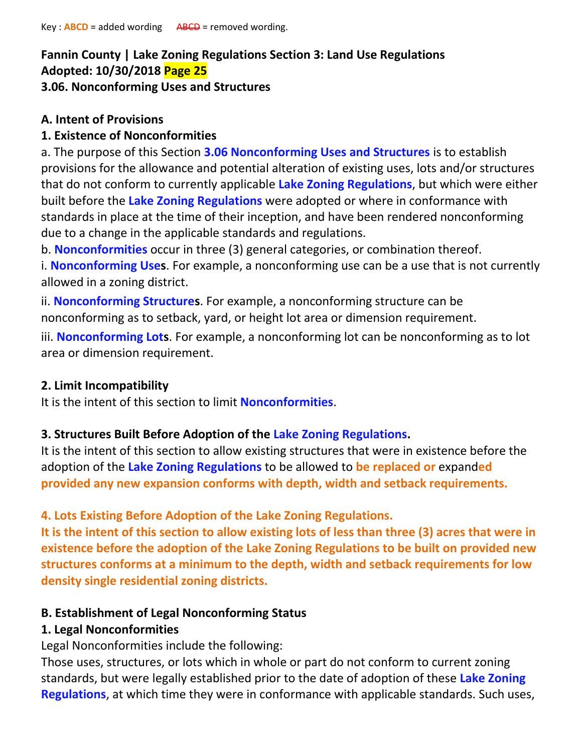Key : **ABCD** = added wording ~~ABCD~~ = removed wording.

**Fannin County | Lake Zoning Regulations Section 3: Land Use Regulations**
**Adopted: 10/30/2018 Page 25**

## 3.06. Nonconforming Uses and Structures

### A. Intent of Provisions

#### 1. Existence of Nonconformities

a. The purpose of this Section **3.06 Nonconforming Uses and Structures** is to establish provisions for the allowance and potential alteration of existing uses, lots and/or structures that do not conform to currently applicable **Lake Zoning Regulations**, but which were either built before the **Lake Zoning Regulations** were adopted or where in conformance with standards in place at the time of their inception, and have been rendered nonconforming due to a change in the applicable standards and regulations.

b. **Nonconformities** occur in three (3) general categories, or combination thereof.

i. **Nonconforming Uses**. For example, a nonconforming use can be a use that is not currently allowed in a zoning district.

ii. **Nonconforming Structures**. For example, a nonconforming structure can be nonconforming as to setback, yard, or height lot area or dimension requirement.

iii. **Nonconforming Lots**. For example, a nonconforming lot can be nonconforming as to lot area or dimension requirement.

#### 2. Limit Incompatibility

It is the intent of this section to limit **Nonconformities**.

#### 3. Structures Built Before Adoption of the Lake Zoning Regulations.

It is the intent of this section to allow existing structures that were in existence before the adoption of the **Lake Zoning Regulations** to be allowed to **be replaced or** expand**ed provided any new expansion conforms with depth, width and setback requirements.**

#### 4. Lots Existing Before Adoption of the Lake Zoning Regulations.

**It is the intent of this section to allow existing lots of less than three (3) acres that were in existence before the adoption of the Lake Zoning Regulations to be built on provided new structures conforms at a minimum to the depth, width and setback requirements for low density single residential zoning districts.**

### B. Establishment of Legal Nonconforming Status

#### 1. Legal Nonconformities

Legal Nonconformities include the following:

Those uses, structures, or lots which in whole or part do not conform to current zoning standards, but were legally established prior to the date of adoption of these **Lake Zoning Regulations**, at which time they were in conformance with applicable standards. Such uses,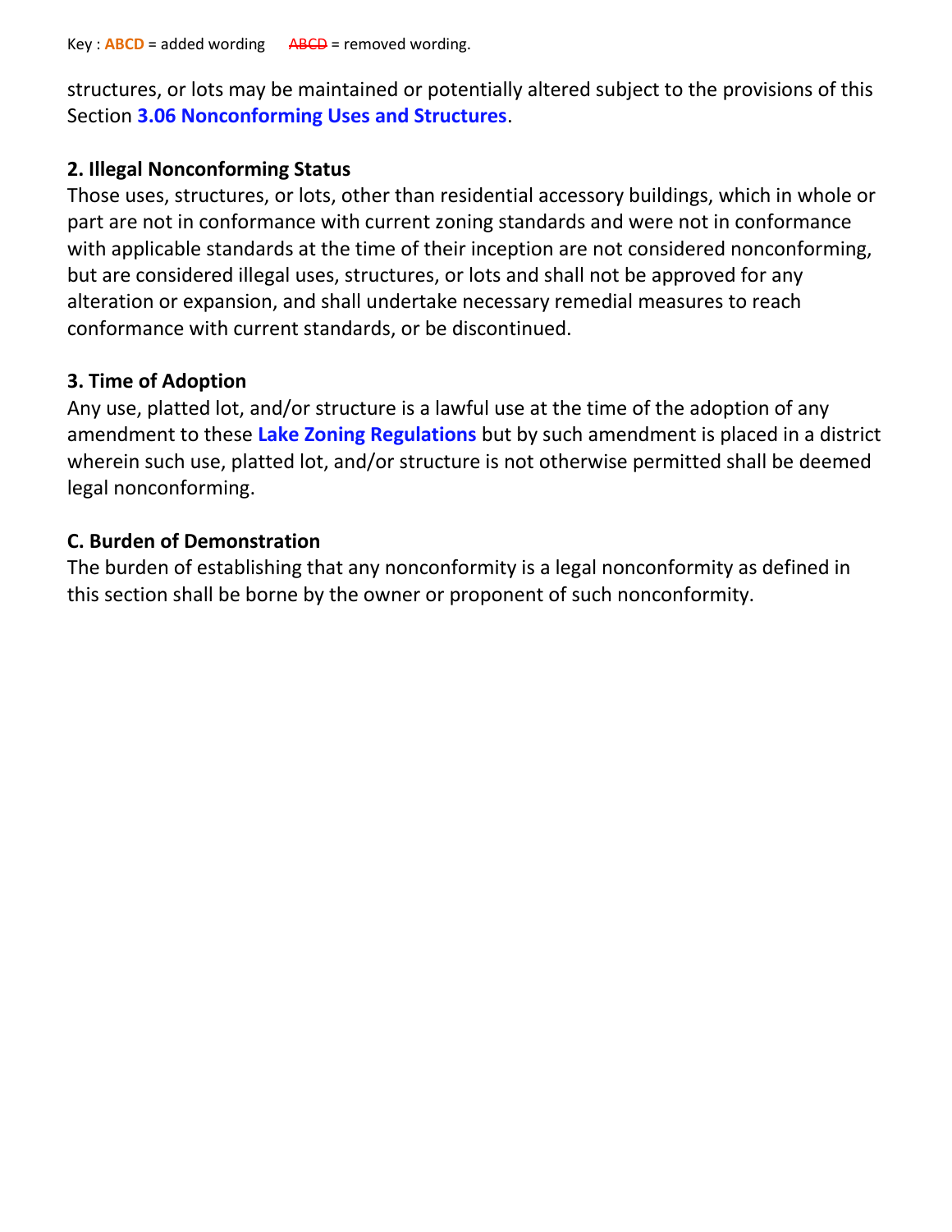Key : **ABCD** = added wording ~~ABCD~~ = removed wording.

structures, or lots may be maintained or potentially altered subject to the provisions of this Section **3.06 Nonconforming Uses and Structures**.

**2. Illegal Nonconforming Status**

Those uses, structures, or lots, other than residential accessory buildings, which in whole or part are not in conformance with current zoning standards and were not in conformance with applicable standards at the time of their inception are not considered nonconforming, but are considered illegal uses, structures, or lots and shall not be approved for any alteration or expansion, and shall undertake necessary remedial measures to reach conformance with current standards, or be discontinued.

**3. Time of Adoption**

Any use, platted lot, and/or structure is a lawful use at the time of the adoption of any amendment to these **Lake Zoning Regulations** but by such amendment is placed in a district wherein such use, platted lot, and/or structure is not otherwise permitted shall be deemed legal nonconforming.

**C. Burden of Demonstration**

The burden of establishing that any nonconformity is a legal nonconformity as defined in this section shall be borne by the owner or proponent of such nonconformity.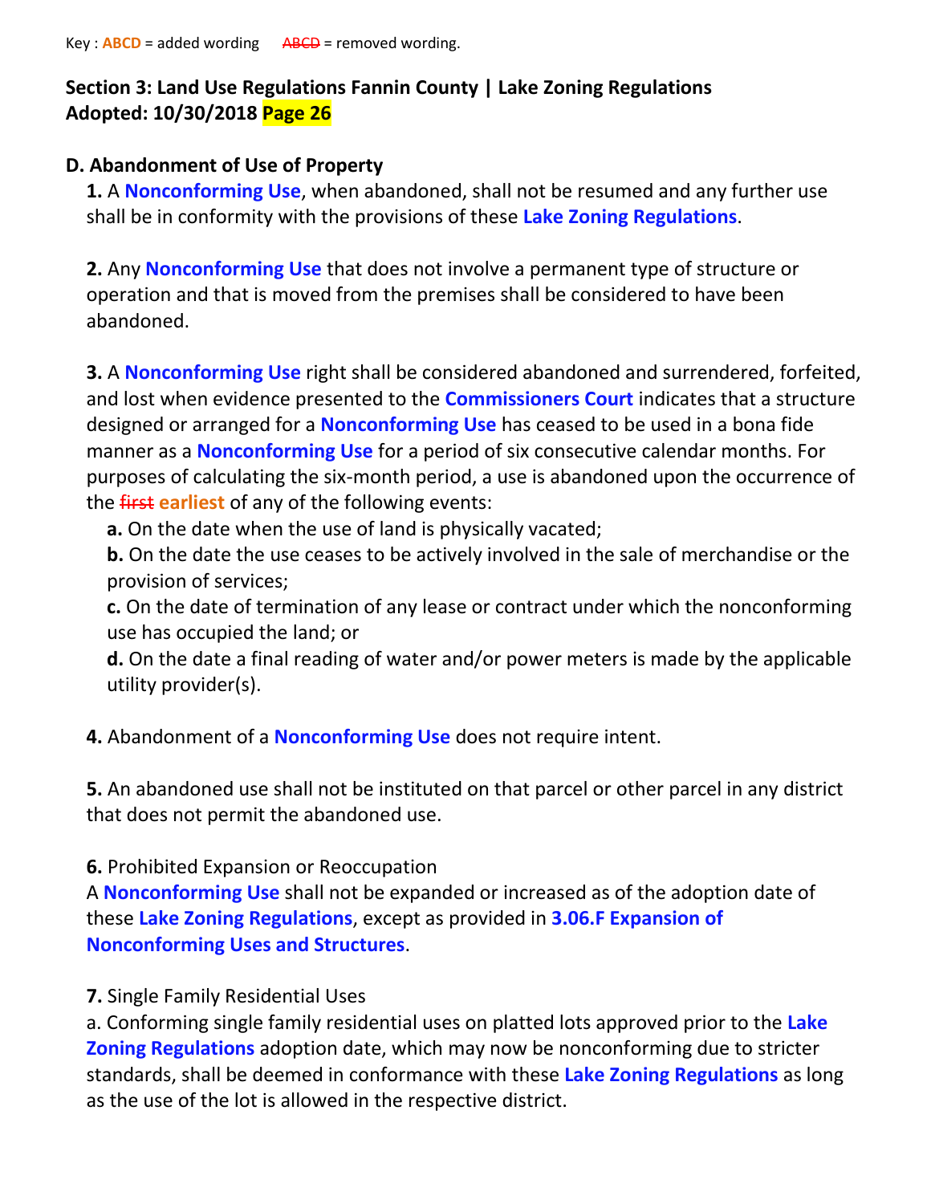Key : **ABCD** = added wording ~~ABCD~~ = removed wording.

**Section 3: Land Use Regulations Fannin County | Lake Zoning Regulations**
**Adopted: 10/30/2018 Page 26**

**D. Abandonment of Use of Property**

**1.** A **Nonconforming Use**, when abandoned, shall not be resumed and any further use shall be in conformity with the provisions of these **Lake Zoning Regulations**.

**2.** Any **Nonconforming Use** that does not involve a permanent type of structure or operation and that is moved from the premises shall be considered to have been abandoned.

**3.** A **Nonconforming Use** right shall be considered abandoned and surrendered, forfeited, and lost when evidence presented to the **Commissioners Court** indicates that a structure designed or arranged for a **Nonconforming Use** has ceased to be used in a bona fide manner as a **Nonconforming Use** for a period of six consecutive calendar months. For purposes of calculating the six-month period, a use is abandoned upon the occurrence of the ~~first~~ **earliest** of any of the following events:

- **a.** On the date when the use of land is physically vacated;
- **b.** On the date the use ceases to be actively involved in the sale of merchandise or the provision of services;
- **c.** On the date of termination of any lease or contract under which the nonconforming use has occupied the land; or
- **d.** On the date a final reading of water and/or power meters is made by the applicable utility provider(s).

**4.** Abandonment of a **Nonconforming Use** does not require intent.

**5.** An abandoned use shall not be instituted on that parcel or other parcel in any district that does not permit the abandoned use.

**6.** Prohibited Expansion or Reoccupation

A **Nonconforming Use** shall not be expanded or increased as of the adoption date of these **Lake Zoning Regulations**, except as provided in **3.06.F Expansion of Nonconforming Uses and Structures**.

**7.** Single Family Residential Uses

a. Conforming single family residential uses on platted lots approved prior to the **Lake Zoning Regulations** adoption date, which may now be nonconforming due to stricter standards, shall be deemed in conformance with these **Lake Zoning Regulations** as long as the use of the lot is allowed in the respective district.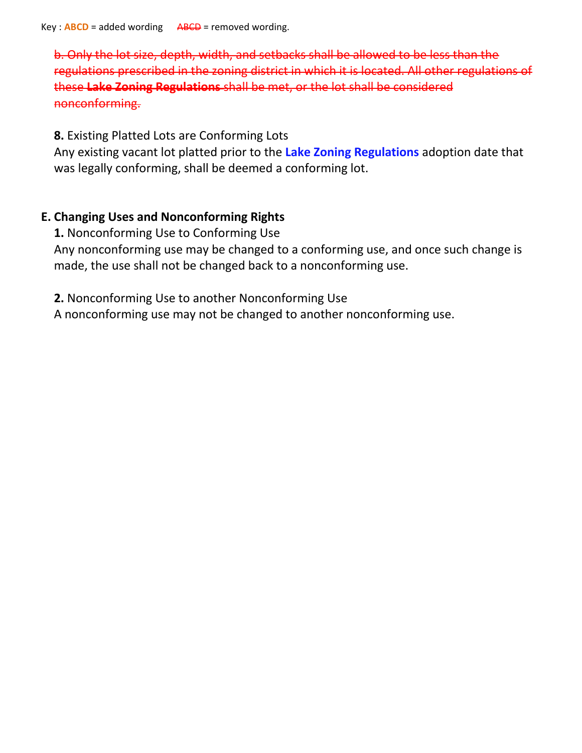Key : **ABCD** = added wording ~~ABCD~~ = removed wording.

~~b. Only the lot size, depth, width, and setbacks shall be allowed to be less than the regulations prescribed in the zoning district in which it is located. All other regulations of these **Lake Zoning Regulations** shall be met, or the lot shall be considered nonconforming.~~

**8.** Existing Platted Lots are Conforming Lots
Any existing vacant lot platted prior to the **Lake Zoning Regulations** adoption date that was legally conforming, shall be deemed a conforming lot.

**E. Changing Uses and Nonconforming Rights**

**1.** Nonconforming Use to Conforming Use
Any nonconforming use may be changed to a conforming use, and once such change is made, the use shall not be changed back to a nonconforming use.

**2.** Nonconforming Use to another Nonconforming Use
A nonconforming use may not be changed to another nonconforming use.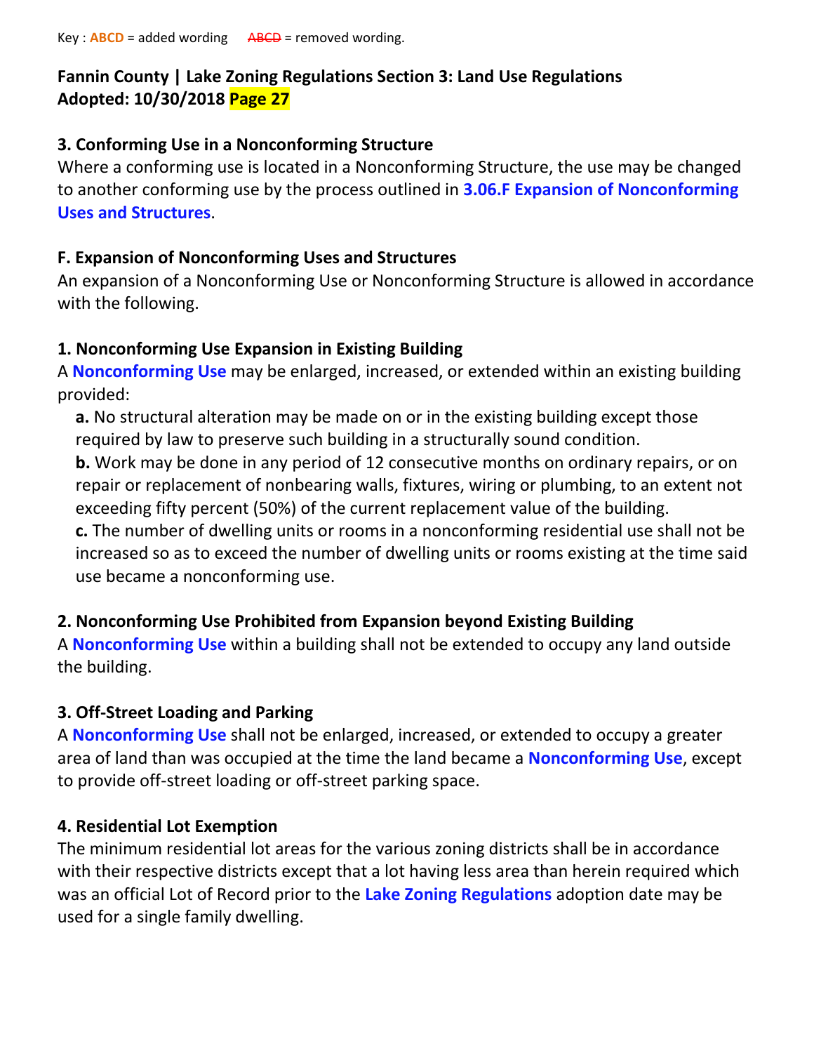Key : **ABCD** = added wording ~~ABCD~~ = removed wording.

**Fannin County | Lake Zoning Regulations Section 3: Land Use Regulations**
**Adopted: 10/30/2018 Page 27**

### 3. Conforming Use in a Nonconforming Structure

Where a conforming use is located in a Nonconforming Structure, the use may be changed to another conforming use by the process outlined in **3.06.F Expansion of Nonconforming Uses and Structures**.

### F. Expansion of Nonconforming Uses and Structures

An expansion of a Nonconforming Use or Nonconforming Structure is allowed in accordance with the following.

#### 1. Nonconforming Use Expansion in Existing Building

A **Nonconforming Use** may be enlarged, increased, or extended within an existing building provided:

**a.** No structural alteration may be made on or in the existing building except those required by law to preserve such building in a structurally sound condition.
**b.** Work may be done in any period of 12 consecutive months on ordinary repairs, or on repair or replacement of nonbearing walls, fixtures, wiring or plumbing, to an extent not exceeding fifty percent (50%) of the current replacement value of the building.
**c.** The number of dwelling units or rooms in a nonconforming residential use shall not be increased so as to exceed the number of dwelling units or rooms existing at the time said use became a nonconforming use.

#### 2. Nonconforming Use Prohibited from Expansion beyond Existing Building

A **Nonconforming Use** within a building shall not be extended to occupy any land outside the building.

#### 3. Off-Street Loading and Parking

A **Nonconforming Use** shall not be enlarged, increased, or extended to occupy a greater area of land than was occupied at the time the land became a **Nonconforming Use**, except to provide off-street loading or off-street parking space.

#### 4. Residential Lot Exemption

The minimum residential lot areas for the various zoning districts shall be in accordance with their respective districts except that a lot having less area than herein required which was an official Lot of Record prior to the **Lake Zoning Regulations** adoption date may be used for a single family dwelling.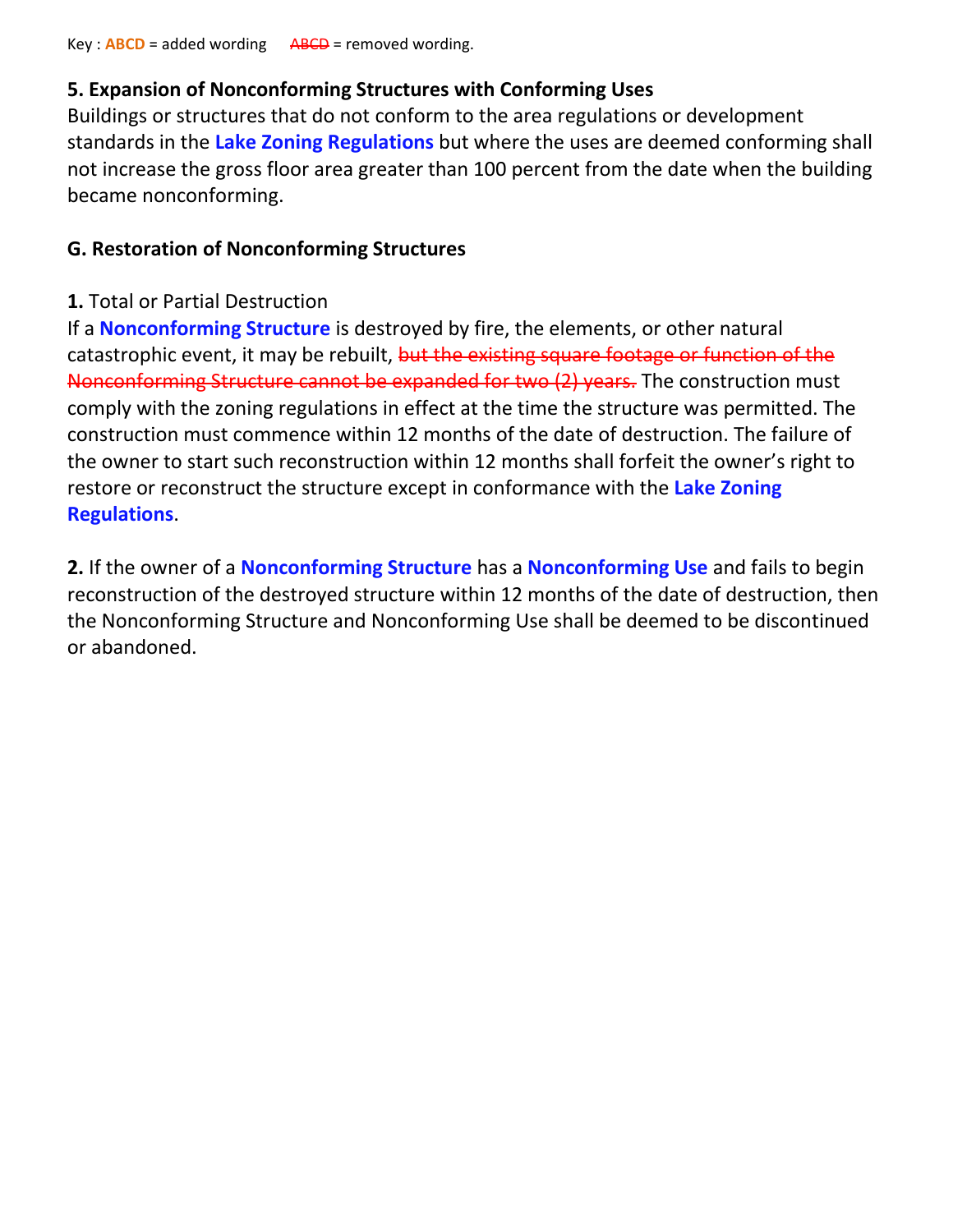Key : **ABCD** = added wording ~~ABCD~~ = removed wording.

**5. Expansion of Nonconforming Structures with Conforming Uses**
Buildings or structures that do not conform to the area regulations or development standards in the **Lake Zoning Regulations** but where the uses are deemed conforming shall not increase the gross floor area greater than 100 percent from the date when the building became nonconforming.

**G. Restoration of Nonconforming Structures**

**1.** Total or Partial Destruction
If a **Nonconforming Structure** is destroyed by fire, the elements, or other natural catastrophic event, it may be rebuilt, ~~but the existing square footage or function of the Nonconforming Structure cannot be expanded for two (2) years.~~ The construction must comply with the zoning regulations in effect at the time the structure was permitted. The construction must commence within 12 months of the date of destruction. The failure of the owner to start such reconstruction within 12 months shall forfeit the owner's right to restore or reconstruct the structure except in conformance with the **Lake Zoning Regulations**.

**2.** If the owner of a **Nonconforming Structure** has a **Nonconforming Use** and fails to begin reconstruction of the destroyed structure within 12 months of the date of destruction, then the Nonconforming Structure and Nonconforming Use shall be deemed to be discontinued or abandoned.